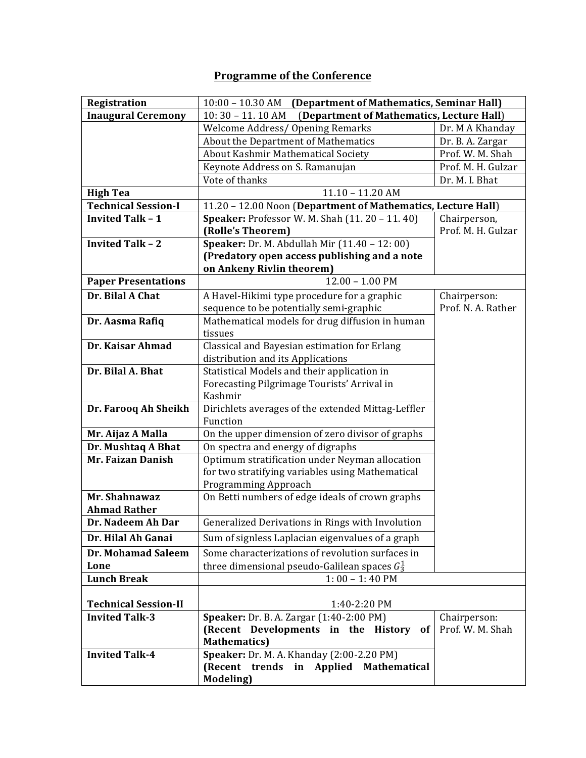## Programme of the Conference

| | | |
|---|---|---|
| **Registration** | 10:00 – 10.30 AM **(Department of Mathematics, Seminar Hall)** | |
| **Inaugural Ceremony** | 10: 30 – 11. 10 AM (**Department of Mathematics, Lecture Hall**) | |
| | Welcome Address/ Opening Remarks | Dr. M A Khanday |
| | About the Department of Mathematics | Dr. B. A. Zargar |
| | About Kashmir Mathematical Society | Prof. W. M. Shah |
| | Keynote Address on S. Ramanujan | Prof. M. H. Gulzar |
| | Vote of thanks | Dr. M. I. Bhat |
| **High Tea** | 11.10 – 11.20 AM | |
| **Technical Session-I** | 11.20 – 12.00 Noon (**Department of Mathematics, Lecture Hall**) | |
| **Invited Talk – 1** | **Speaker:** Professor W. M. Shah (11. 20 – 11. 40) **(Rolle's Theorem)** | Chairperson, Prof. M. H. Gulzar |
| **Invited Talk – 2** | **Speaker:** Dr. M. Abdullah Mir (11.40 – 12: 00) **(Predatory open access publishing and a note on Ankeny Rivlin theorem)** | |
| **Paper Presentations** | 12.00 – 1.00 PM | |
| **Dr. Bilal A Chat** | A Havel-Hikimi type procedure for a graphic sequence to be potentially semi-graphic | Chairperson: Prof. N. A. Rather |
| **Dr. Aasma Rafiq** | Mathematical models for drug diffusion in human tissues | |
| **Dr. Kaisar Ahmad** | Classical and Bayesian estimation for Erlang distribution and its Applications | |
| **Dr. Bilal A. Bhat** | Statistical Models and their application in Forecasting Pilgrimage Tourists' Arrival in Kashmir | |
| **Dr. Farooq Ah Sheikh** | Dirichlets averages of the extended Mittag-Leffler Function | |
| **Mr. Aijaz A Malla** | On the upper dimension of zero divisor of graphs | |
| **Dr. Mushtaq A Bhat** | On spectra and energy of digraphs | |
| **Mr. Faizan Danish** | Optimum stratification under Neyman allocation for two stratifying variables using Mathematical Programming Approach | |
| **Mr. Shahnawaz Ahmad Rather** | On Betti numbers of edge ideals of crown graphs | |
| **Dr. Nadeem Ah Dar** | Generalized Derivations in Rings with Involution | |
| **Dr. Hilal Ah Ganai** | Sum of signless Laplacian eigenvalues of a graph | |
| **Dr. Mohamad Saleem Lone** | Some characterizations of revolution surfaces in three dimensional pseudo-Galilean spaces $G_3^1$ | |
| **Lunch Break** | 1: 00 – 1: 40 PM | |
| **Technical Session-II** | 1:40-2:20 PM | |
| **Invited Talk-3** | **Speaker:** Dr. B. A. Zargar (1:40-2:00 PM) **(Recent Developments in the History of Mathematics)** | Chairperson: Prof. W. M. Shah |
| **Invited Talk-4** | **Speaker:** Dr. M. A. Khanday (2:00-2.20 PM) **(Recent trends in Applied Mathematical Modeling)** | |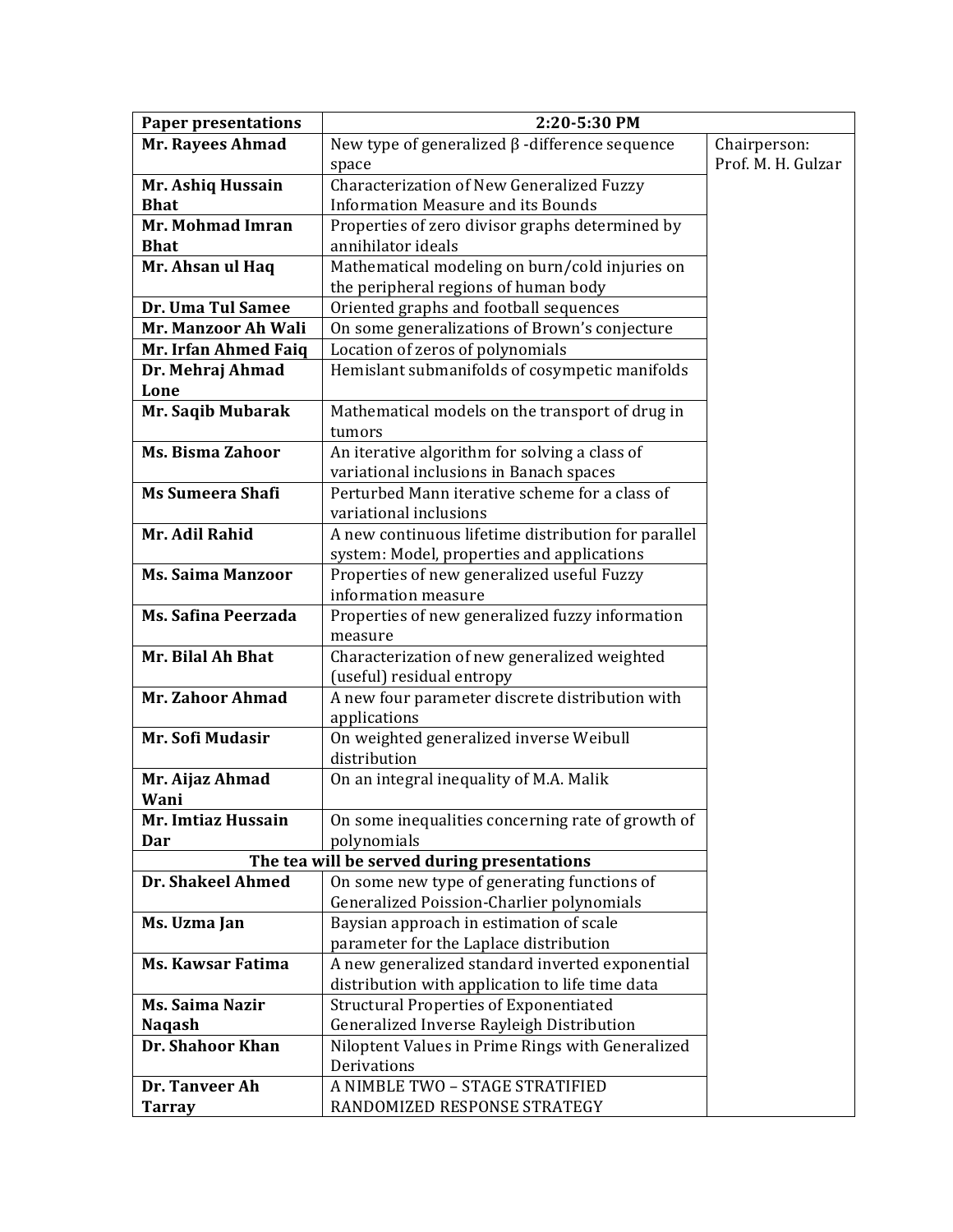| **Paper presentations** | **2:20-5:30 PM** | |
|---|---|---|
| **Mr. Rayees Ahmad** | New type of generalized $\beta$ -difference sequence space | Chairperson: Prof. M. H. Gulzar |
| **Mr. Ashiq Hussain Bhat** | Characterization of New Generalized Fuzzy Information Measure and its Bounds | |
| **Mr. Mohmad Imran Bhat** | Properties of zero divisor graphs determined by annihilator ideals | |
| **Mr. Ahsan ul Haq** | Mathematical modeling on burn/cold injuries on the peripheral regions of human body | |
| **Dr. Uma Tul Samee** | Oriented graphs and football sequences | |
| **Mr. Manzoor Ah Wali** | On some generalizations of Brown's conjecture | |
| **Mr. Irfan Ahmed Faiq** | Location of zeros of polynomials | |
| **Dr. Mehraj Ahmad Lone** | Hemislant submanifolds of cosympetic manifolds | |
| **Mr. Saqib Mubarak** | Mathematical models on the transport of drug in tumors | |
| **Ms. Bisma Zahoor** | An iterative algorithm for solving a class of variational inclusions in Banach spaces | |
| **Ms Sumeera Shafi** | Perturbed Mann iterative scheme for a class of variational inclusions | |
| **Mr. Adil Rahid** | A new continuous lifetime distribution for parallel system: Model, properties and applications | |
| **Ms. Saima Manzoor** | Properties of new generalized useful Fuzzy information measure | |
| **Ms. Safina Peerzada** | Properties of new generalized fuzzy information measure | |
| **Mr. Bilal Ah Bhat** | Characterization of new generalized weighted (useful) residual entropy | |
| **Mr. Zahoor Ahmad** | A new four parameter discrete distribution with applications | |
| **Mr. Sofi Mudasir** | On weighted generalized inverse Weibull distribution | |
| **Mr. Aijaz Ahmad Wani** | On an integral inequality of M.A. Malik | |
| **Mr. Imtiaz Hussain Dar** | On some inequalities concerning rate of growth of polynomials | |
| **The tea will be served during presentations** | | |
| **Dr. Shakeel Ahmed** | On some new type of generating functions of Generalized Poission-Charlier polynomials | |
| **Ms. Uzma Jan** | Baysian approach in estimation of scale parameter for the Laplace distribution | |
| **Ms. Kawsar Fatima** | A new generalized standard inverted exponential distribution with application to life time data | |
| **Ms. Saima Nazir Naqash** | Structural Properties of Exponentiated Generalized Inverse Rayleigh Distribution | |
| **Dr. Shahoor Khan** | Niloptent Values in Prime Rings with Generalized Derivations | |
| **Dr. Tanveer Ah Tarray** | A NIMBLE TWO – STAGE STRATIFIED RANDOMIZED RESPONSE STRATEGY | |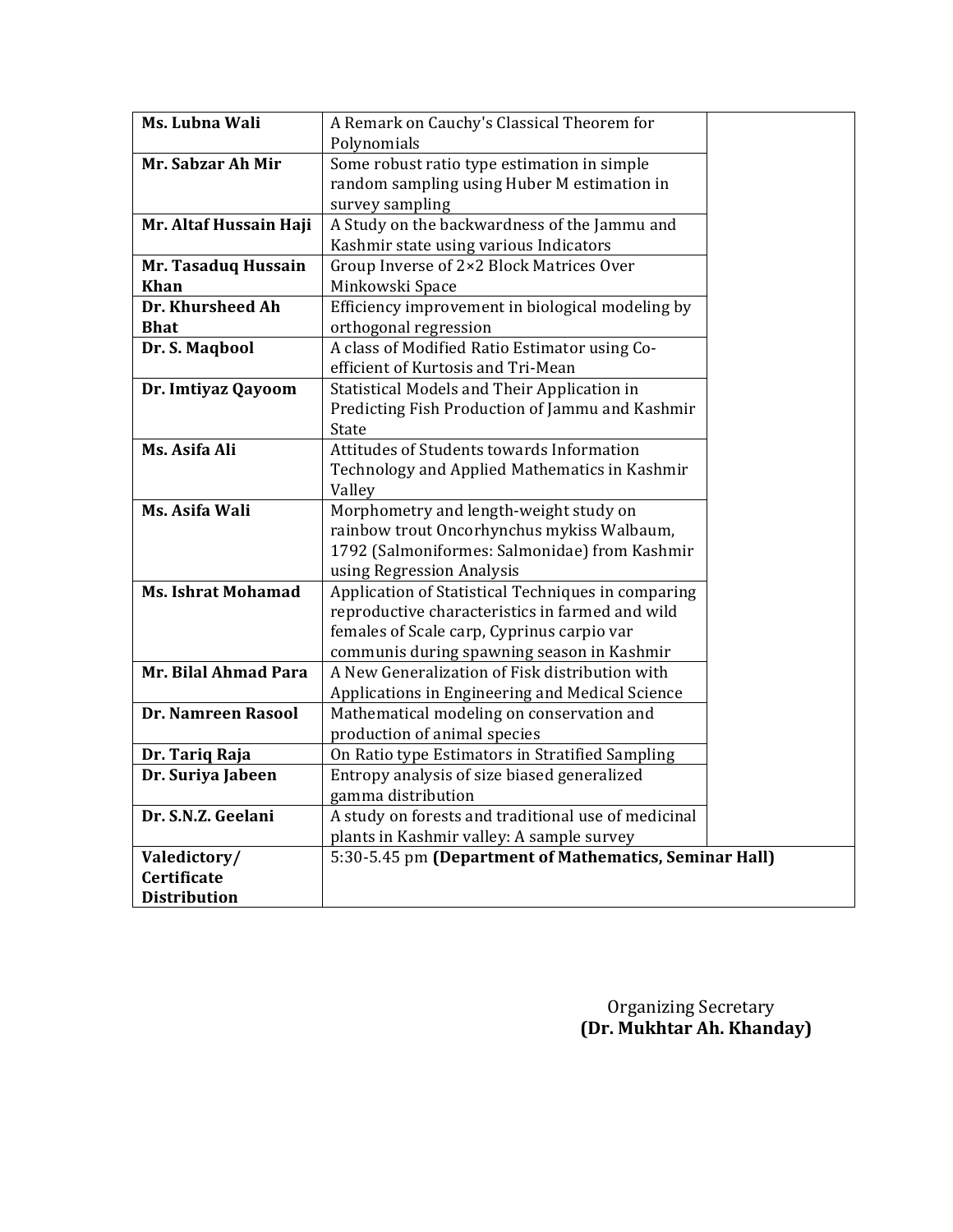| | | |
|---|---|---|
| **Ms. Lubna Wali** | A Remark on Cauchy's Classical Theorem for Polynomials | |
| **Mr. Sabzar Ah Mir** | Some robust ratio type estimation in simple random sampling using Huber M estimation in survey sampling | |
| **Mr. Altaf Hussain Haji** | A Study on the backwardness of the Jammu and Kashmir state using various Indicators | |
| **Mr. Tasaduq Hussain Khan** | Group Inverse of 2×2 Block Matrices Over Minkowski Space | |
| **Dr. Khursheed Ah Bhat** | Efficiency improvement in biological modeling by orthogonal regression | |
| **Dr. S. Maqbool** | A class of Modified Ratio Estimator using Co-efficient of Kurtosis and Tri-Mean | |
| **Dr. Imtiyaz Qayoom** | Statistical Models and Their Application in Predicting Fish Production of Jammu and Kashmir State | |
| **Ms. Asifa Ali** | Attitudes of Students towards Information Technology and Applied Mathematics in Kashmir Valley | |
| **Ms. Asifa Wali** | Morphometry and length-weight study on rainbow trout Oncorhynchus mykiss Walbaum, 1792 (Salmoniformes: Salmonidae) from Kashmir using Regression Analysis | |
| **Ms. Ishrat Mohamad** | Application of Statistical Techniques in comparing reproductive characteristics in farmed and wild females of Scale carp, Cyprinus carpio var communis during spawning season in Kashmir | |
| **Mr. Bilal Ahmad Para** | A New Generalization of Fisk distribution with Applications in Engineering and Medical Science | |
| **Dr. Namreen Rasool** | Mathematical modeling on conservation and production of animal species | |
| **Dr. Tariq Raja** | On Ratio type Estimators in Stratified Sampling | |
| **Dr. Suriya Jabeen** | Entropy analysis of size biased generalized gamma distribution | |
| **Dr. S.N.Z. Geelani** | A study on forests and traditional use of medicinal plants in Kashmir valley: A sample survey | |
| **Valedictory/ Certificate Distribution** | 5:30-5.45 pm **(Department of Mathematics, Seminar Hall)** | |

Organizing Secretary
**(Dr. Mukhtar Ah. Khanday)**